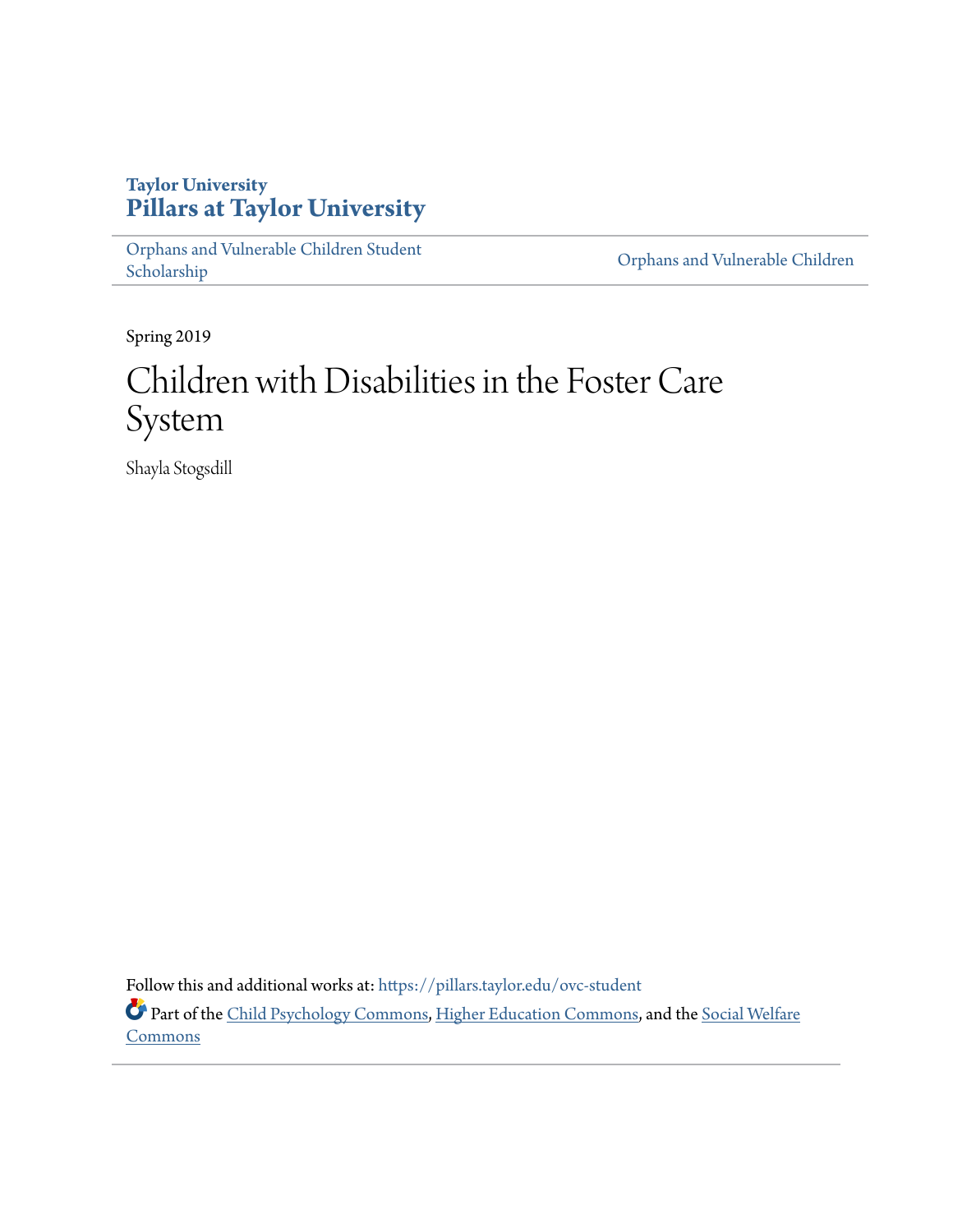Taylor University

**Pillars at Taylor University**

Orphans and Vulnerable Children Student Scholarship

Orphans and Vulnerable Children

Spring 2019

# Children with Disabilities in the Foster Care System

Shayla Stogsdill

Follow this and additional works at: https://pillars.taylor.edu/ovc-student

Part of the Child Psychology Commons, Higher Education Commons, and the Social Welfare Commons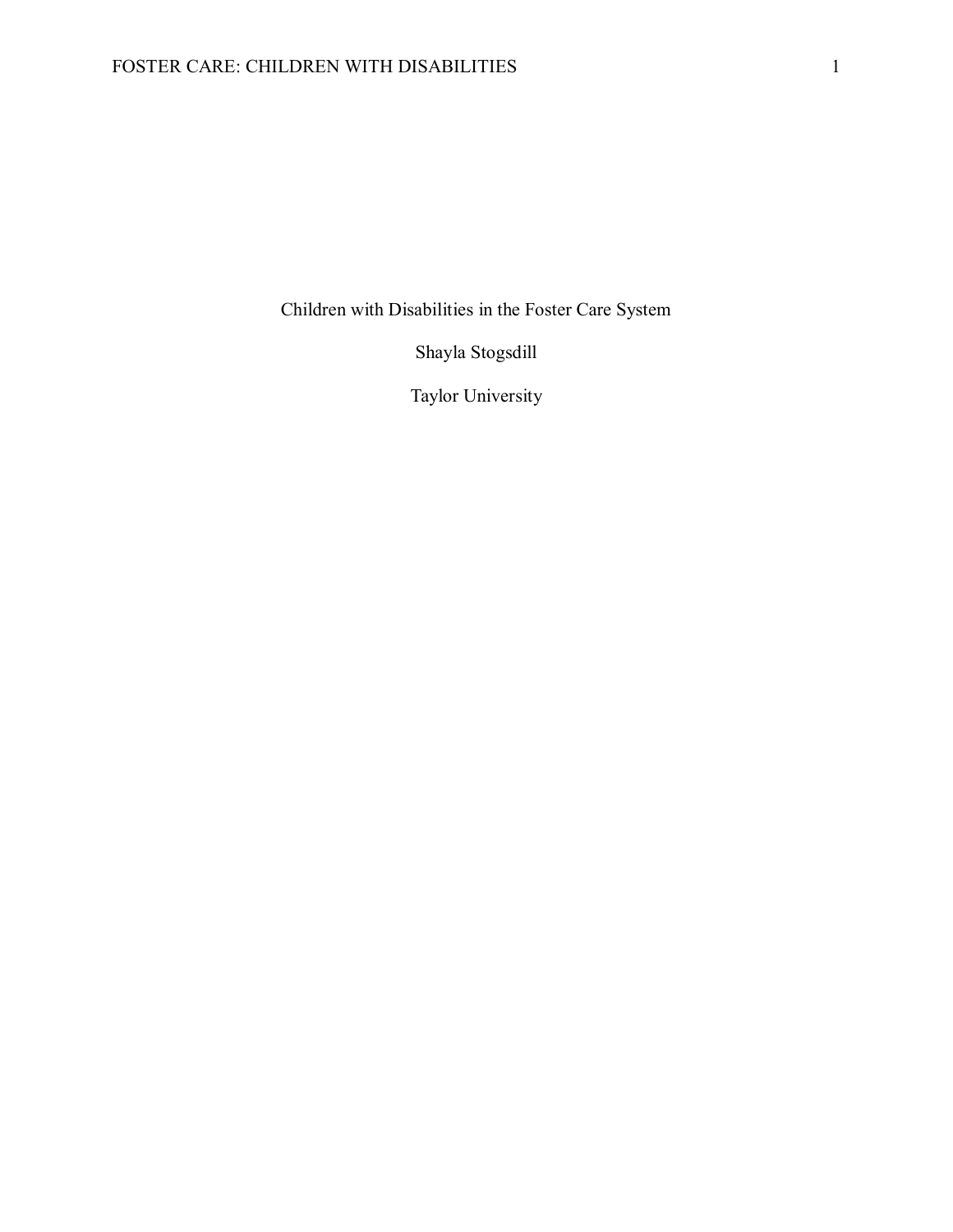Children with Disabilities in the Foster Care System

Shayla Stogsdill

Taylor University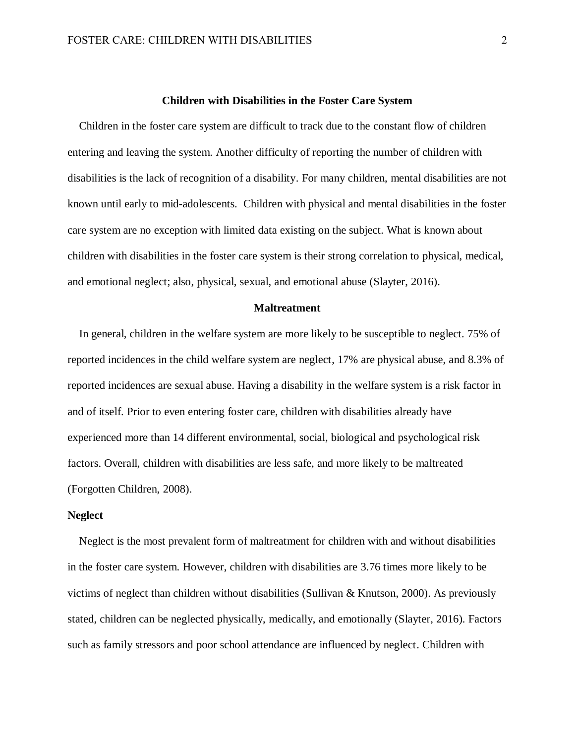## Children with Disabilities in the Foster Care System

Children in the foster care system are difficult to track due to the constant flow of children entering and leaving the system. Another difficulty of reporting the number of children with disabilities is the lack of recognition of a disability. For many children, mental disabilities are not known until early to mid-adolescents. Children with physical and mental disabilities in the foster care system are no exception with limited data existing on the subject. What is known about children with disabilities in the foster care system is their strong correlation to physical, medical, and emotional neglect; also, physical, sexual, and emotional abuse (Slayter, 2016).

## Maltreatment

In general, children in the welfare system are more likely to be susceptible to neglect. 75% of reported incidences in the child welfare system are neglect, 17% are physical abuse, and 8.3% of reported incidences are sexual abuse. Having a disability in the welfare system is a risk factor in and of itself. Prior to even entering foster care, children with disabilities already have experienced more than 14 different environmental, social, biological and psychological risk factors. Overall, children with disabilities are less safe, and more likely to be maltreated (Forgotten Children, 2008).

### Neglect

Neglect is the most prevalent form of maltreatment for children with and without disabilities in the foster care system. However, children with disabilities are 3.76 times more likely to be victims of neglect than children without disabilities (Sullivan & Knutson, 2000). As previously stated, children can be neglected physically, medically, and emotionally (Slayter, 2016). Factors such as family stressors and poor school attendance are influenced by neglect. Children with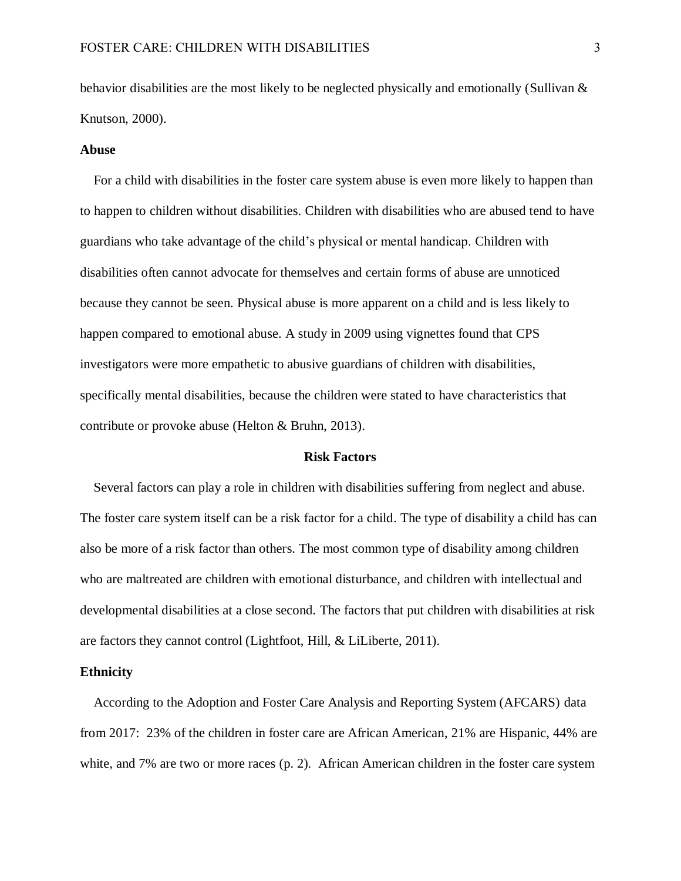behavior disabilities are the most likely to be neglected physically and emotionally (Sullivan & Knutson, 2000).

### Abuse

For a child with disabilities in the foster care system abuse is even more likely to happen than to happen to children without disabilities. Children with disabilities who are abused tend to have guardians who take advantage of the child's physical or mental handicap. Children with disabilities often cannot advocate for themselves and certain forms of abuse are unnoticed because they cannot be seen. Physical abuse is more apparent on a child and is less likely to happen compared to emotional abuse. A study in 2009 using vignettes found that CPS investigators were more empathetic to abusive guardians of children with disabilities, specifically mental disabilities, because the children were stated to have characteristics that contribute or provoke abuse (Helton & Bruhn, 2013).

## Risk Factors

Several factors can play a role in children with disabilities suffering from neglect and abuse. The foster care system itself can be a risk factor for a child. The type of disability a child has can also be more of a risk factor than others. The most common type of disability among children who are maltreated are children with emotional disturbance, and children with intellectual and developmental disabilities at a close second. The factors that put children with disabilities at risk are factors they cannot control (Lightfoot, Hill, & LiLiberte, 2011).

### Ethnicity

According to the Adoption and Foster Care Analysis and Reporting System (AFCARS) data from 2017: 23% of the children in foster care are African American, 21% are Hispanic, 44% are white, and 7% are two or more races (p. 2). African American children in the foster care system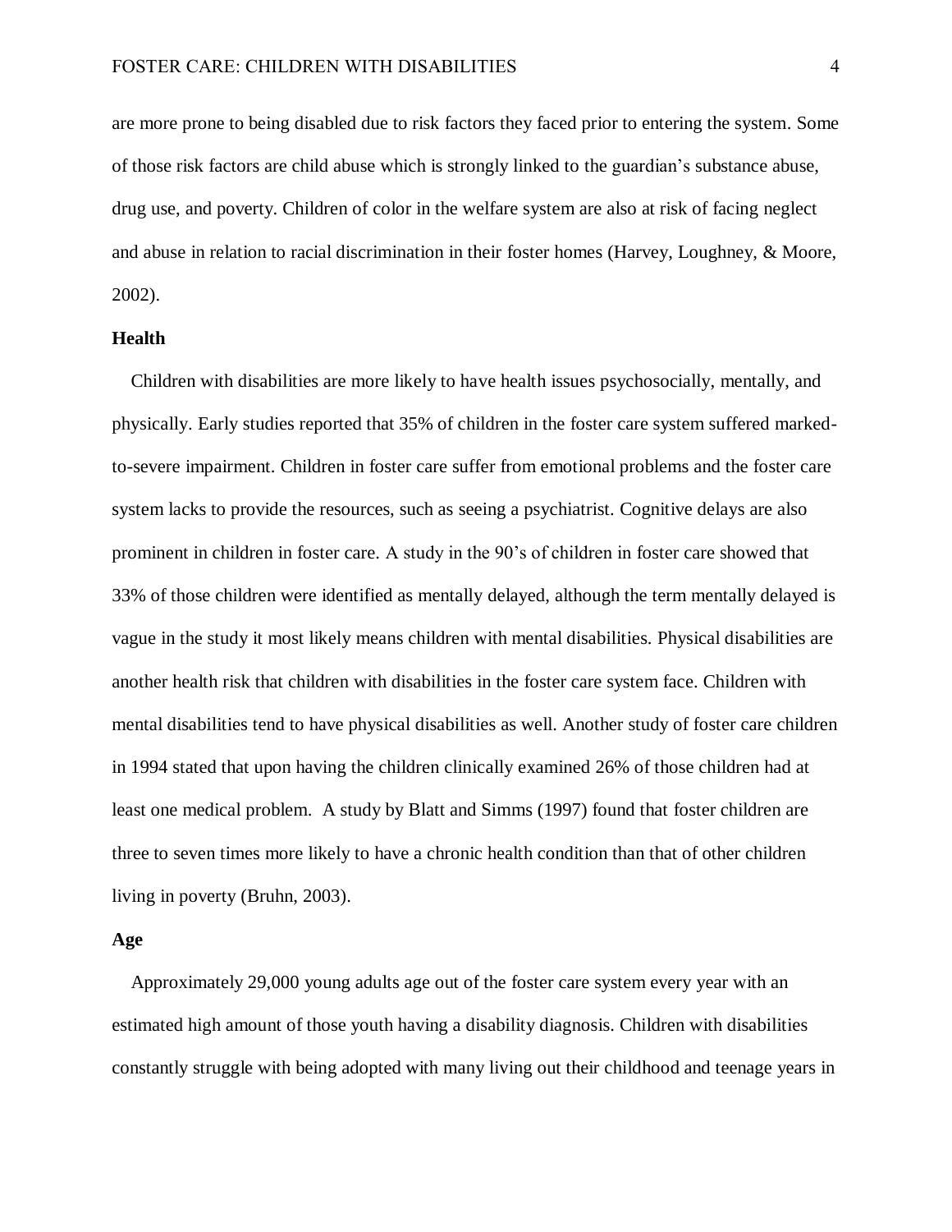are more prone to being disabled due to risk factors they faced prior to entering the system. Some of those risk factors are child abuse which is strongly linked to the guardian's substance abuse, drug use, and poverty. Children of color in the welfare system are also at risk of facing neglect and abuse in relation to racial discrimination in their foster homes (Harvey, Loughney, & Moore, 2002).

**Health**

Children with disabilities are more likely to have health issues psychosocially, mentally, and physically. Early studies reported that 35% of children in the foster care system suffered marked-to-severe impairment. Children in foster care suffer from emotional problems and the foster care system lacks to provide the resources, such as seeing a psychiatrist. Cognitive delays are also prominent in children in foster care. A study in the 90's of children in foster care showed that 33% of those children were identified as mentally delayed, although the term mentally delayed is vague in the study it most likely means children with mental disabilities. Physical disabilities are another health risk that children with disabilities in the foster care system face. Children with mental disabilities tend to have physical disabilities as well. Another study of foster care children in 1994 stated that upon having the children clinically examined 26% of those children had at least one medical problem. A study by Blatt and Simms (1997) found that foster children are three to seven times more likely to have a chronic health condition than that of other children living in poverty (Bruhn, 2003).

**Age**

Approximately 29,000 young adults age out of the foster care system every year with an estimated high amount of those youth having a disability diagnosis. Children with disabilities constantly struggle with being adopted with many living out their childhood and teenage years in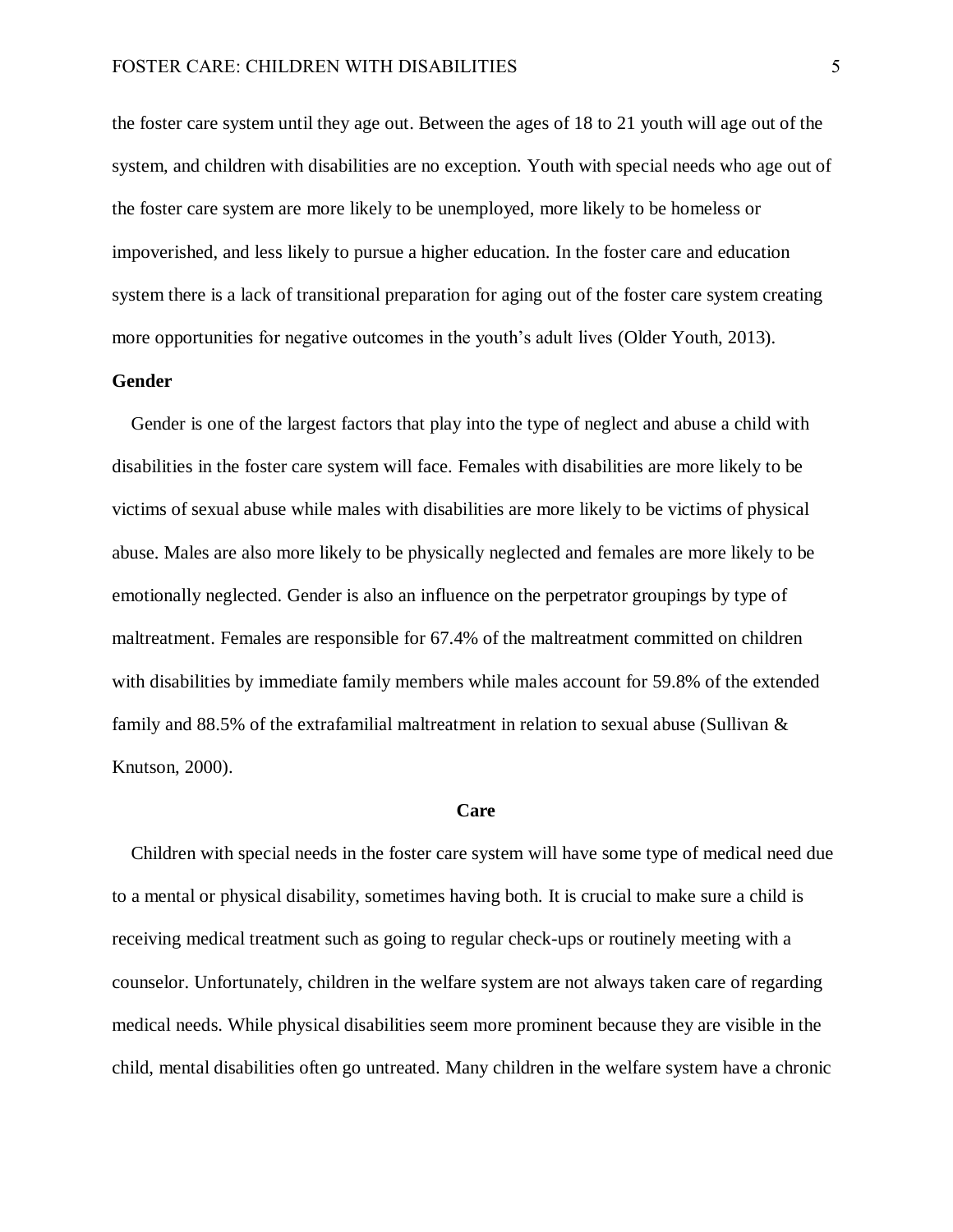the foster care system until they age out. Between the ages of 18 to 21 youth will age out of the system, and children with disabilities are no exception. Youth with special needs who age out of the foster care system are more likely to be unemployed, more likely to be homeless or impoverished, and less likely to pursue a higher education. In the foster care and education system there is a lack of transitional preparation for aging out of the foster care system creating more opportunities for negative outcomes in the youth's adult lives (Older Youth, 2013).

### Gender

Gender is one of the largest factors that play into the type of neglect and abuse a child with disabilities in the foster care system will face. Females with disabilities are more likely to be victims of sexual abuse while males with disabilities are more likely to be victims of physical abuse. Males are also more likely to be physically neglected and females are more likely to be emotionally neglected. Gender is also an influence on the perpetrator groupings by type of maltreatment. Females are responsible for 67.4% of the maltreatment committed on children with disabilities by immediate family members while males account for 59.8% of the extended family and 88.5% of the extrafamilial maltreatment in relation to sexual abuse (Sullivan & Knutson, 2000).

## Care

Children with special needs in the foster care system will have some type of medical need due to a mental or physical disability, sometimes having both. It is crucial to make sure a child is receiving medical treatment such as going to regular check-ups or routinely meeting with a counselor. Unfortunately, children in the welfare system are not always taken care of regarding medical needs. While physical disabilities seem more prominent because they are visible in the child, mental disabilities often go untreated. Many children in the welfare system have a chronic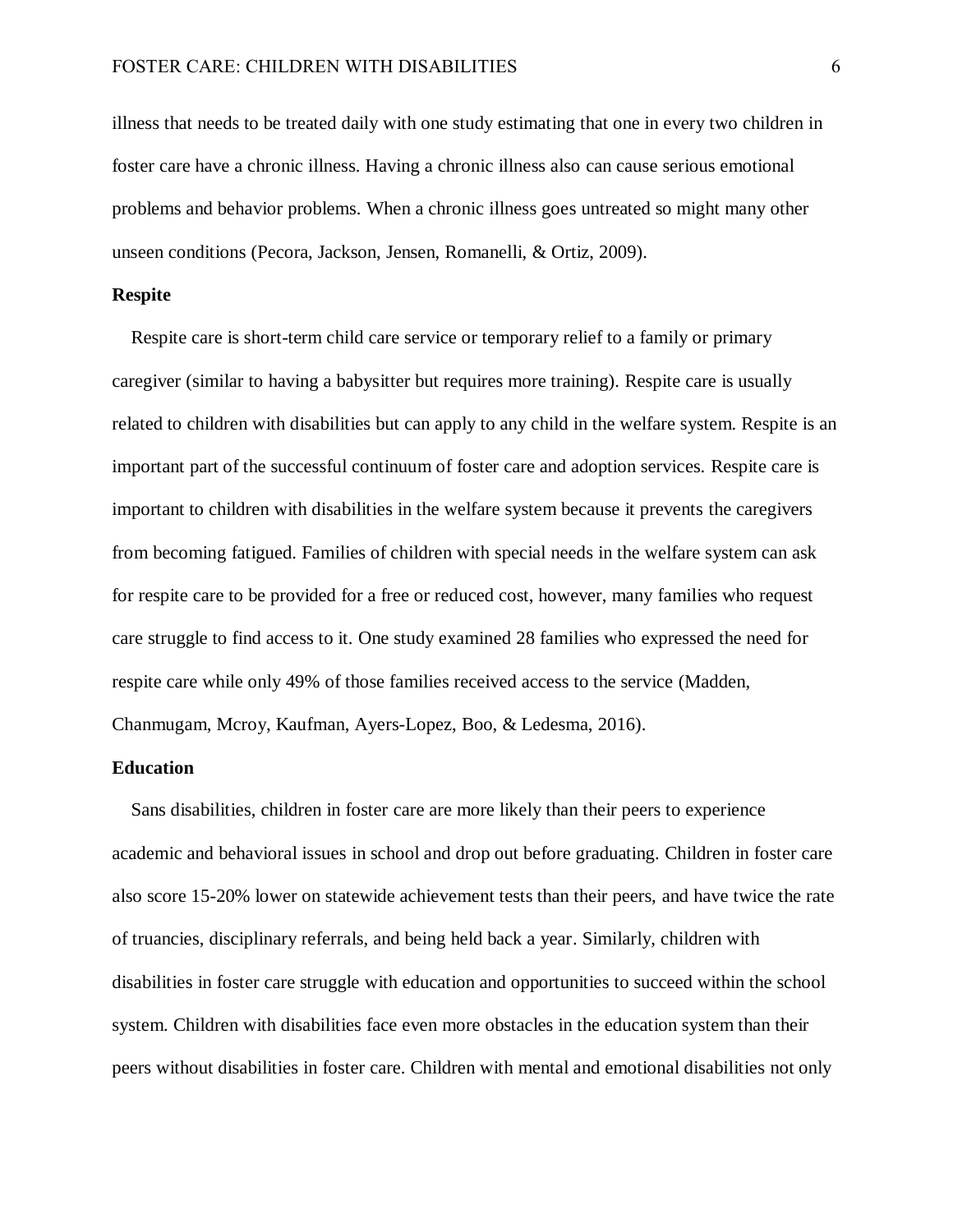illness that needs to be treated daily with one study estimating that one in every two children in foster care have a chronic illness. Having a chronic illness also can cause serious emotional problems and behavior problems. When a chronic illness goes untreated so might many other unseen conditions (Pecora, Jackson, Jensen, Romanelli, & Ortiz, 2009).

**Respite**

Respite care is short-term child care service or temporary relief to a family or primary caregiver (similar to having a babysitter but requires more training). Respite care is usually related to children with disabilities but can apply to any child in the welfare system. Respite is an important part of the successful continuum of foster care and adoption services. Respite care is important to children with disabilities in the welfare system because it prevents the caregivers from becoming fatigued. Families of children with special needs in the welfare system can ask for respite care to be provided for a free or reduced cost, however, many families who request care struggle to find access to it. One study examined 28 families who expressed the need for respite care while only 49% of those families received access to the service (Madden, Chanmugam, Mcroy, Kaufman, Ayers-Lopez, Boo, & Ledesma, 2016).

**Education**

Sans disabilities, children in foster care are more likely than their peers to experience academic and behavioral issues in school and drop out before graduating. Children in foster care also score 15-20% lower on statewide achievement tests than their peers, and have twice the rate of truancies, disciplinary referrals, and being held back a year. Similarly, children with disabilities in foster care struggle with education and opportunities to succeed within the school system. Children with disabilities face even more obstacles in the education system than their peers without disabilities in foster care. Children with mental and emotional disabilities not only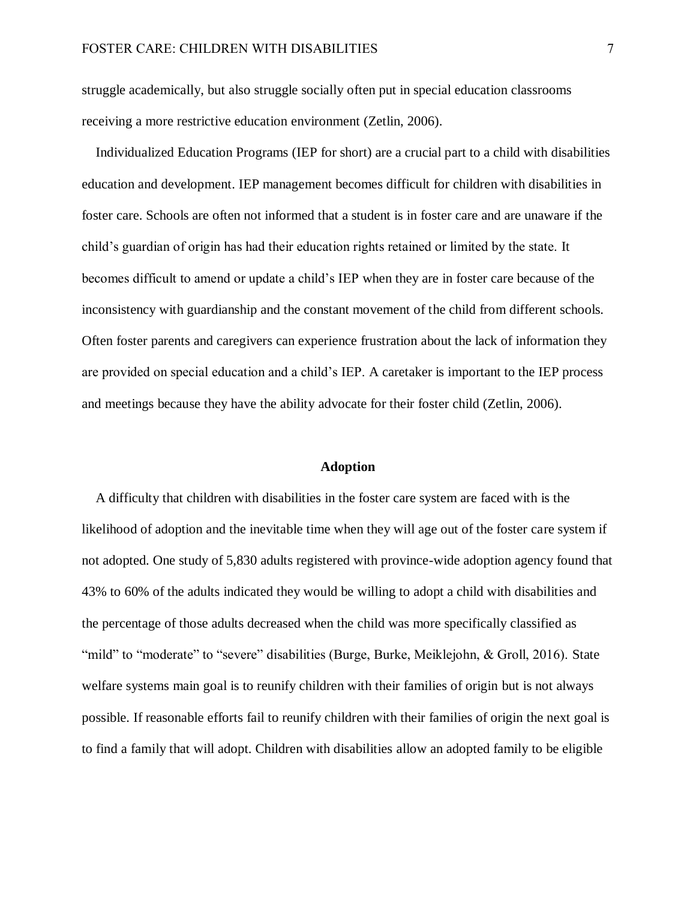struggle academically, but also struggle socially often put in special education classrooms receiving a more restrictive education environment (Zetlin, 2006).

Individualized Education Programs (IEP for short) are a crucial part to a child with disabilities education and development. IEP management becomes difficult for children with disabilities in foster care. Schools are often not informed that a student is in foster care and are unaware if the child's guardian of origin has had their education rights retained or limited by the state. It becomes difficult to amend or update a child's IEP when they are in foster care because of the inconsistency with guardianship and the constant movement of the child from different schools. Often foster parents and caregivers can experience frustration about the lack of information they are provided on special education and a child's IEP. A caretaker is important to the IEP process and meetings because they have the ability advocate for their foster child (Zetlin, 2006).

## Adoption

A difficulty that children with disabilities in the foster care system are faced with is the likelihood of adoption and the inevitable time when they will age out of the foster care system if not adopted. One study of 5,830 adults registered with province-wide adoption agency found that 43% to 60% of the adults indicated they would be willing to adopt a child with disabilities and the percentage of those adults decreased when the child was more specifically classified as "mild" to "moderate" to "severe" disabilities (Burge, Burke, Meiklejohn, & Groll, 2016). State welfare systems main goal is to reunify children with their families of origin but is not always possible. If reasonable efforts fail to reunify children with their families of origin the next goal is to find a family that will adopt. Children with disabilities allow an adopted family to be eligible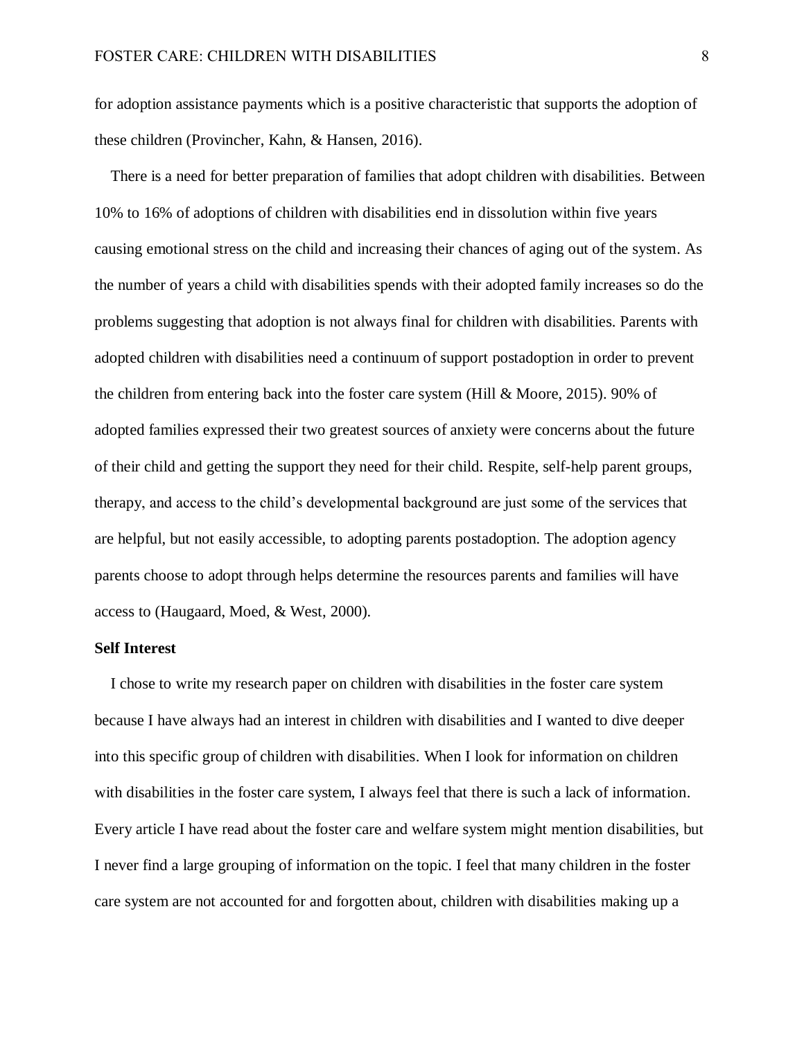for adoption assistance payments which is a positive characteristic that supports the adoption of these children (Provincher, Kahn, & Hansen, 2016).

There is a need for better preparation of families that adopt children with disabilities. Between 10% to 16% of adoptions of children with disabilities end in dissolution within five years causing emotional stress on the child and increasing their chances of aging out of the system. As the number of years a child with disabilities spends with their adopted family increases so do the problems suggesting that adoption is not always final for children with disabilities. Parents with adopted children with disabilities need a continuum of support postadoption in order to prevent the children from entering back into the foster care system (Hill & Moore, 2015). 90% of adopted families expressed their two greatest sources of anxiety were concerns about the future of their child and getting the support they need for their child. Respite, self-help parent groups, therapy, and access to the child's developmental background are just some of the services that are helpful, but not easily accessible, to adopting parents postadoption. The adoption agency parents choose to adopt through helps determine the resources parents and families will have access to (Haugaard, Moed, & West, 2000).

**Self Interest**

I chose to write my research paper on children with disabilities in the foster care system because I have always had an interest in children with disabilities and I wanted to dive deeper into this specific group of children with disabilities. When I look for information on children with disabilities in the foster care system, I always feel that there is such a lack of information. Every article I have read about the foster care and welfare system might mention disabilities, but I never find a large grouping of information on the topic. I feel that many children in the foster care system are not accounted for and forgotten about, children with disabilities making up a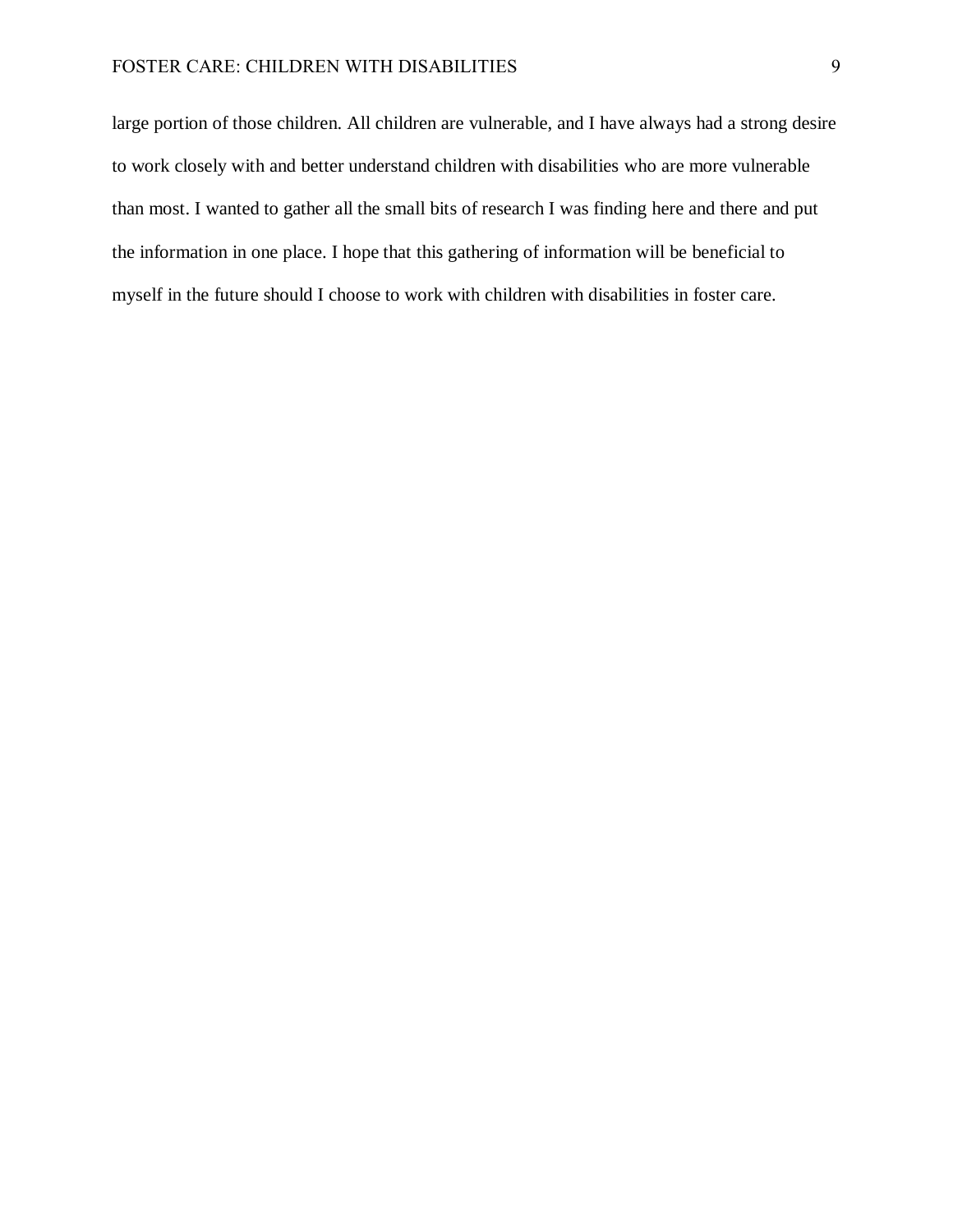large portion of those children. All children are vulnerable, and I have always had a strong desire to work closely with and better understand children with disabilities who are more vulnerable than most. I wanted to gather all the small bits of research I was finding here and there and put the information in one place. I hope that this gathering of information will be beneficial to myself in the future should I choose to work with children with disabilities in foster care.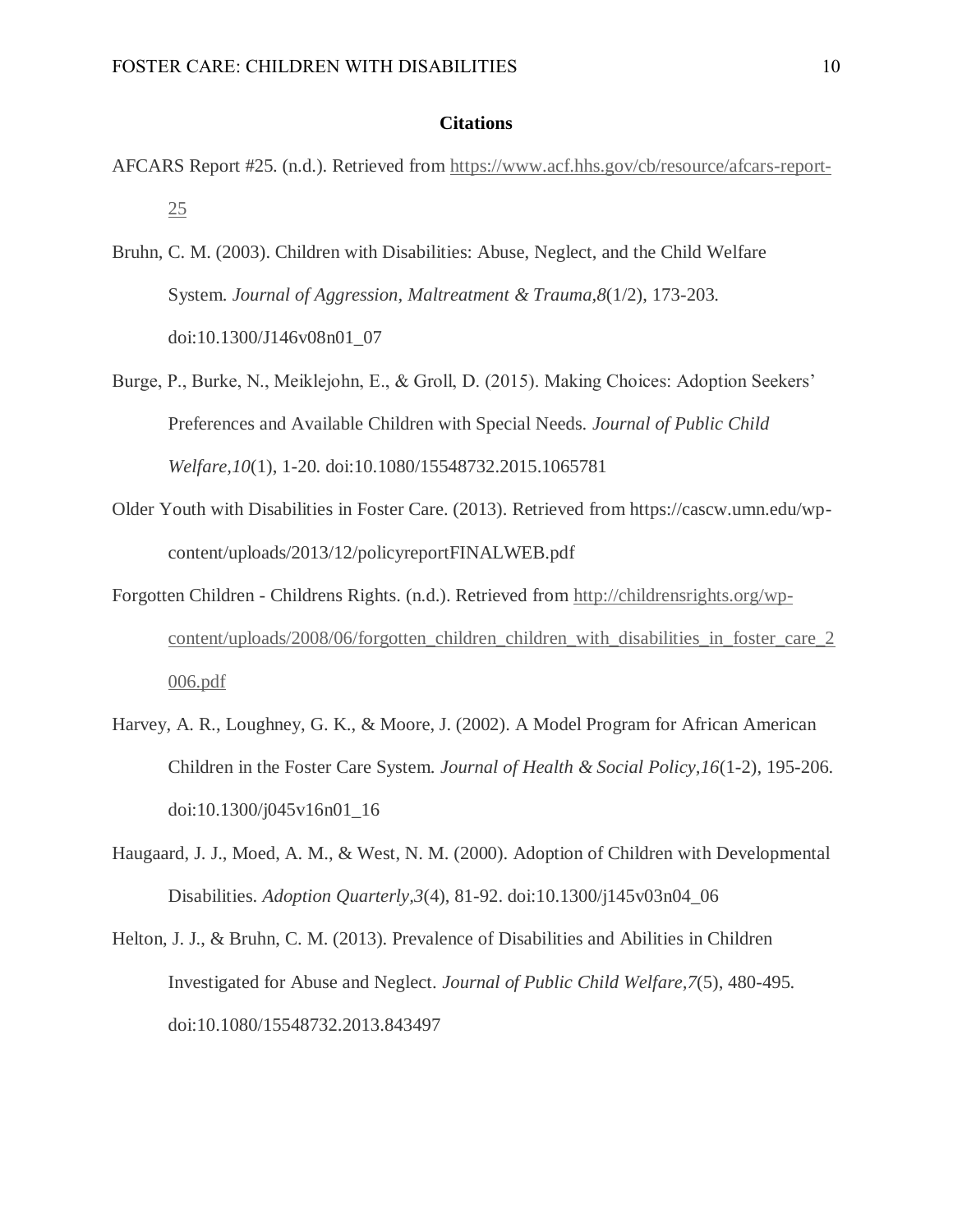## Citations

AFCARS Report #25. (n.d.). Retrieved from https://www.acf.hhs.gov/cb/resource/afcars-report-25

Bruhn, C. M. (2003). Children with Disabilities: Abuse, Neglect, and the Child Welfare System. *Journal of Aggression, Maltreatment & Trauma,8*(1/2), 173-203. doi:10.1300/J146v08n01_07

Burge, P., Burke, N., Meiklejohn, E., & Groll, D. (2015). Making Choices: Adoption Seekers' Preferences and Available Children with Special Needs. *Journal of Public Child Welfare,10*(1), 1-20. doi:10.1080/15548732.2015.1065781

Older Youth with Disabilities in Foster Care. (2013). Retrieved from https://cascw.umn.edu/wp-content/uploads/2013/12/policyreportFINALWEB.pdf

Forgotten Children - Childrens Rights. (n.d.). Retrieved from http://childrensrights.org/wp-content/uploads/2008/06/forgotten_children_children_with_disabilities_in_foster_care_2006.pdf

Harvey, A. R., Loughney, G. K., & Moore, J. (2002). A Model Program for African American Children in the Foster Care System. *Journal of Health & Social Policy,16*(1-2), 195-206. doi:10.1300/j045v16n01_16

Haugaard, J. J., Moed, A. M., & West, N. M. (2000). Adoption of Children with Developmental Disabilities. *Adoption Quarterly,3*(4), 81-92. doi:10.1300/j145v03n04_06

Helton, J. J., & Bruhn, C. M. (2013). Prevalence of Disabilities and Abilities in Children Investigated for Abuse and Neglect. *Journal of Public Child Welfare,7*(5), 480-495. doi:10.1080/15548732.2013.843497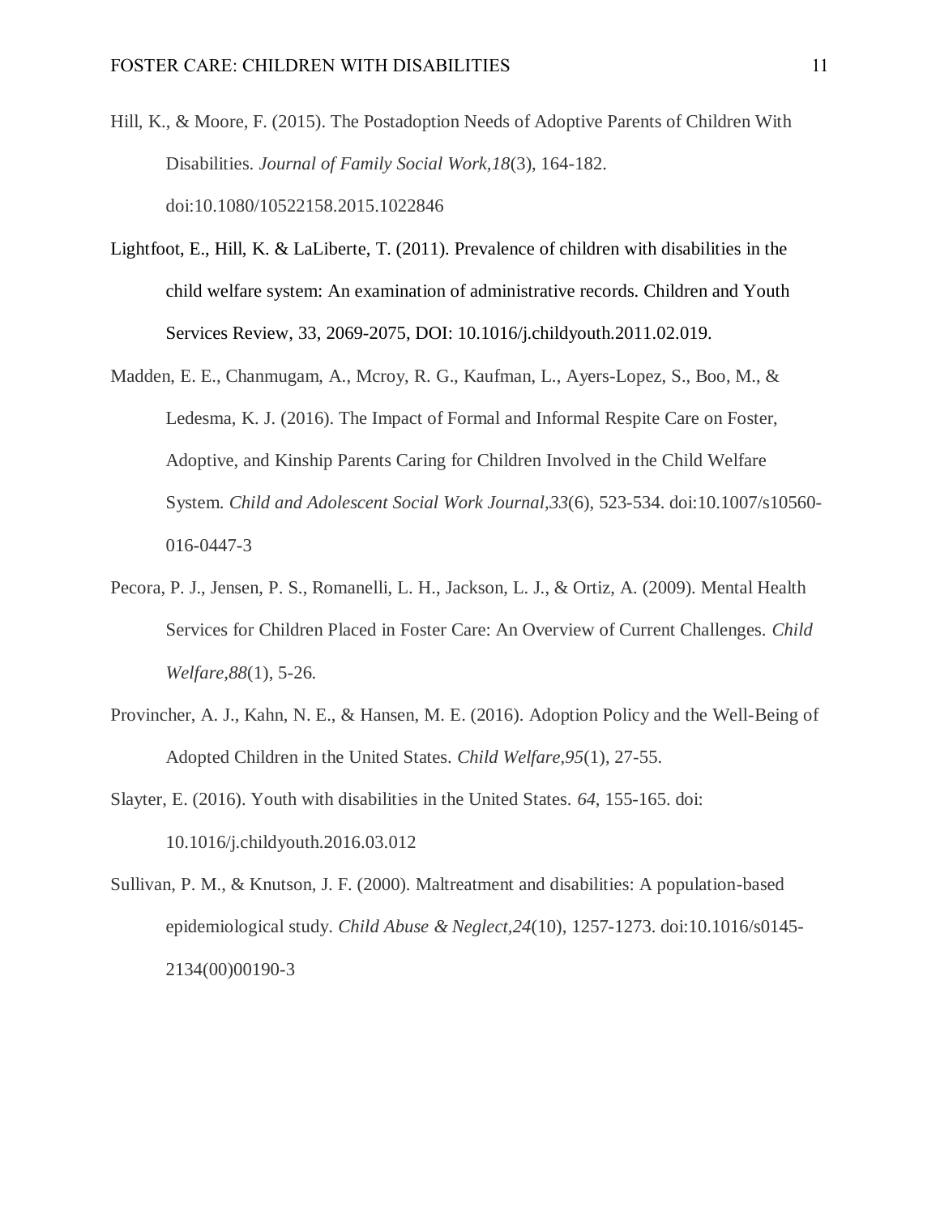Hill, K., & Moore, F. (2015). The Postadoption Needs of Adoptive Parents of Children With Disabilities. *Journal of Family Social Work,18*(3), 164-182. doi:10.1080/10522158.2015.1022846

Lightfoot, E., Hill, K. & LaLiberte, T. (2011). Prevalence of children with disabilities in the child welfare system: An examination of administrative records. Children and Youth Services Review, 33, 2069-2075, DOI: 10.1016/j.childyouth.2011.02.019.

Madden, E. E., Chanmugam, A., Mcroy, R. G., Kaufman, L., Ayers-Lopez, S., Boo, M., & Ledesma, K. J. (2016). The Impact of Formal and Informal Respite Care on Foster, Adoptive, and Kinship Parents Caring for Children Involved in the Child Welfare System. *Child and Adolescent Social Work Journal,33*(6), 523-534. doi:10.1007/s10560-016-0447-3

Pecora, P. J., Jensen, P. S., Romanelli, L. H., Jackson, L. J., & Ortiz, A. (2009). Mental Health Services for Children Placed in Foster Care: An Overview of Current Challenges. *Child Welfare,88*(1), 5-26.

Provincher, A. J., Kahn, N. E., & Hansen, M. E. (2016). Adoption Policy and the Well-Being of Adopted Children in the United States. *Child Welfare,95*(1), 27-55.

Slayter, E. (2016). Youth with disabilities in the United States. *64*, 155-165. doi: 10.1016/j.childyouth.2016.03.012

Sullivan, P. M., & Knutson, J. F. (2000). Maltreatment and disabilities: A population-based epidemiological study. *Child Abuse & Neglect,24*(10), 1257-1273. doi:10.1016/s0145-2134(00)00190-3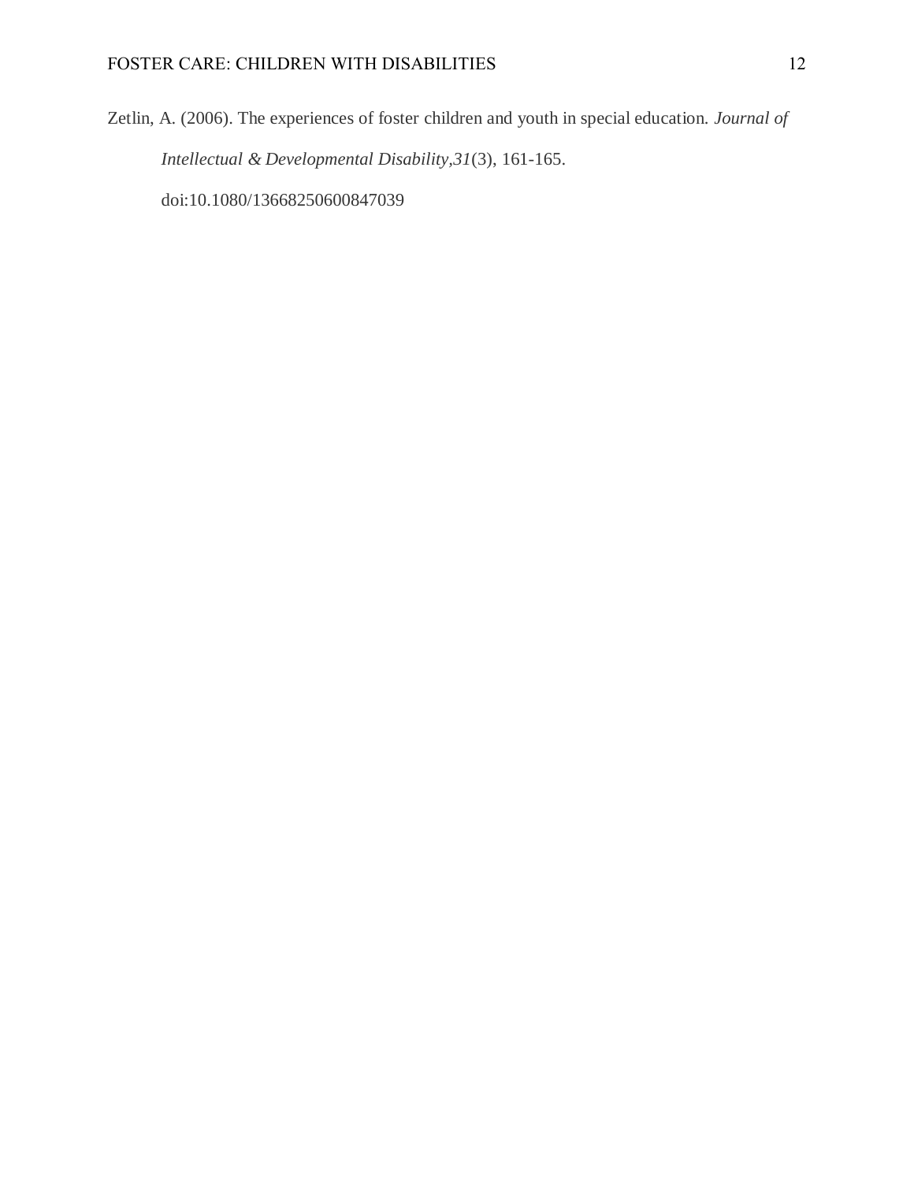Zetlin, A. (2006). The experiences of foster children and youth in special education. *Journal of Intellectual & Developmental Disability*,*31*(3), 161-165. doi:10.1080/13668250600847039